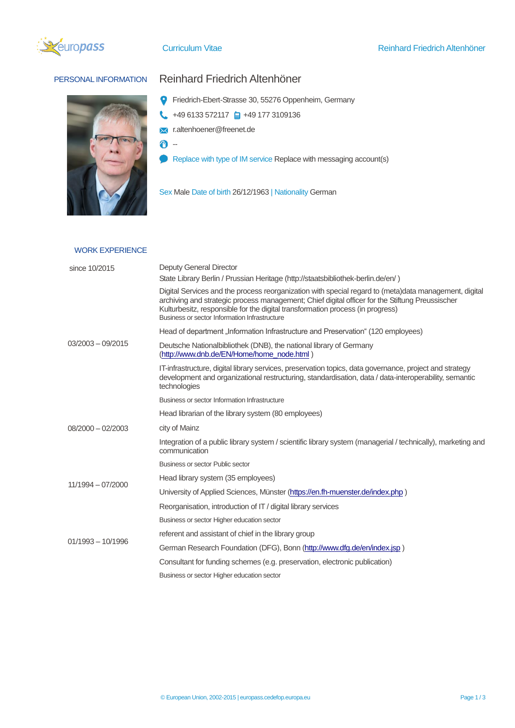## PERSONAL INFORMATION

# Reinhard Friedrich Altenhöner

Friedrich-Ebert-Strasse 30, 55276 Oppenheim, Germany

+49 6133 572117 +49 177 3109136

r.altenhoener@freenet.de

--

Replace with type of IM service Replace with messaging account(s)

Sex Male Date of birth 26/12/1963 | Nationality German

## WORK EXPERIENCE

**since 10/2015**

Deputy General Director

State Library Berlin / Prussian Heritage (http://staatsbibliothek-berlin.de/en/ )

Digital Services and the process reorganization with special regard to (meta)data management, digital archiving and strategic process management; Chief digital officer for the Stiftung Preussischer Kulturbesitz, responsible for the digital transformation process (in progress)

Business or sector Information Infrastructure

**03/2003 – 09/2015**

Head of department „Information Infrastructure and Preservation“ (120 employees)

Deutsche Nationalbibliothek (DNB), the national library of Germany (http://www.dnb.de/EN/Home/home_node.html )

IT-infrastructure, digital library services, preservation topics, data governance, project and strategy development and organizational restructuring, standardisation, data / data-interoperability, semantic technologies

Business or sector Information Infrastructure

**08/2000 – 02/2003**

Head librarian of the library system (80 employees)

city of Mainz

Integration of a public library system / scientific library system (managerial / technically), marketing and communication

Business or sector Public sector

**11/1994 – 07/2000**

Head library system (35 employees)

University of Applied Sciences, Münster (https://en.fh-muenster.de/index.php )

Reorganisation, introduction of IT / digital library services

Business or sector Higher education sector

**01/1993 – 10/1996**

referent and assistant of chief in the library group

German Research Foundation (DFG), Bonn (http://www.dfg.de/en/index.jsp )

Consultant for funding schemes (e.g. preservation, electronic publication)

Business or sector Higher education sector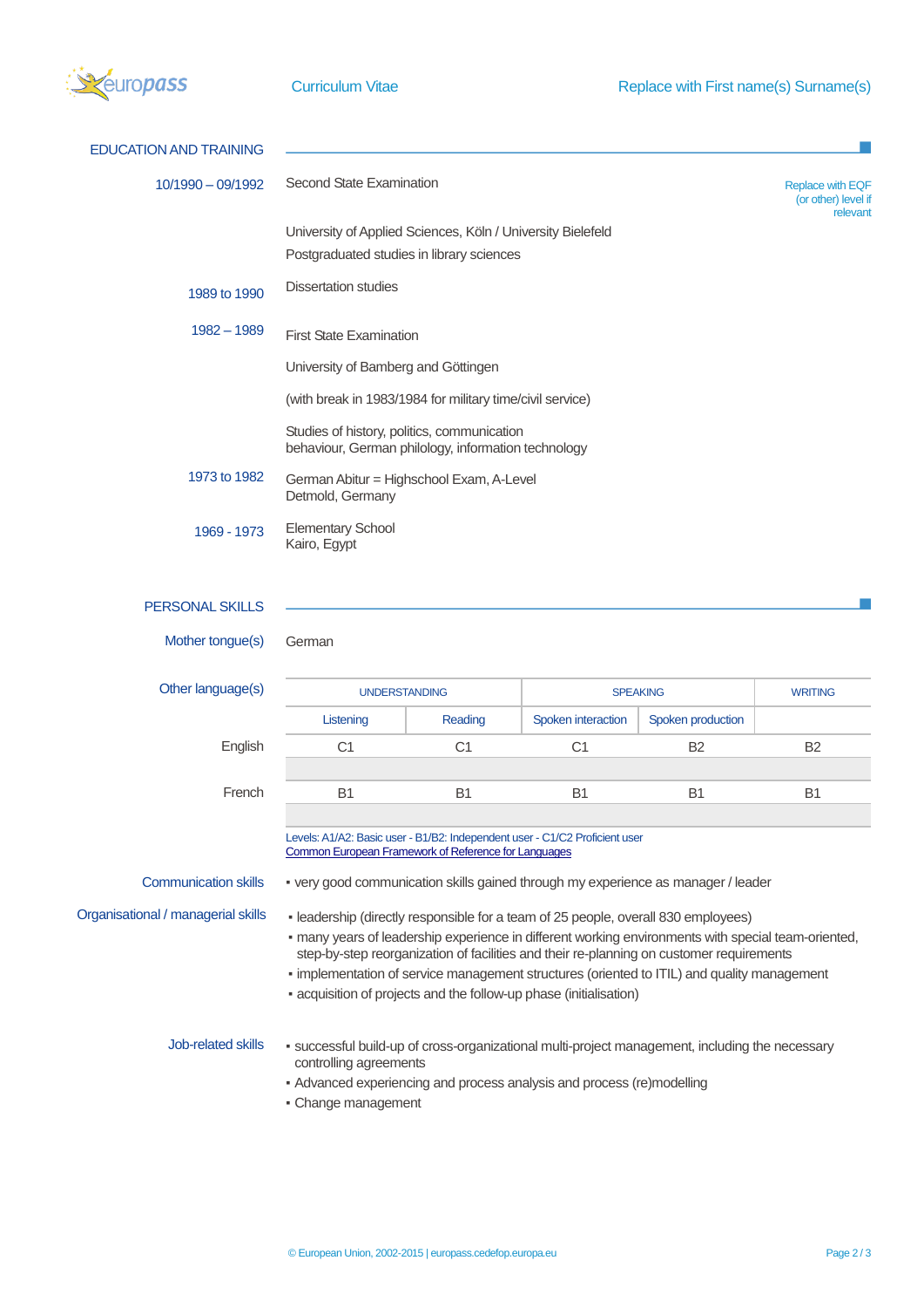## EDUCATION AND TRAINING

**10/1990 – 09/1992**

Second State Examination

Replace with EQF (or other) level if relevant

University of Applied Sciences, Köln / University Bielefeld
Postgraduated studies in library sciences

**1989 to 1990**

Dissertation studies

**1982 – 1989**

First State Examination

University of Bamberg and Göttingen

(with break in 1983/1984 for military time/civil service)

Studies of history, politics, communication behaviour, German philology, information technology

**1973 to 1982**

German Abitur = Highschool Exam, A-Level
Detmold, Germany

**1969 - 1973**

Elementary School
Kairo, Egypt

## PERSONAL SKILLS

**Mother tongue(s)**

German

**Other language(s)**

| | UNDERSTANDING | | SPEAKING | | WRITING |
|---|---|---|---|---|---|
| | Listening | Reading | Spoken interaction | Spoken production | |
| English | C1 | C1 | C1 | B2 | B2 |
| French | B1 | B1 | B1 | B1 | B1 |

Levels: A1/A2: Basic user - B1/B2: Independent user - C1/C2 Proficient user
Common European Framework of Reference for Languages

**Communication skills**

- very good communication skills gained through my experience as manager / leader

**Organisational / managerial skills**

- leadership (directly responsible for a team of 25 people, overall 830 employees)
- many years of leadership experience in different working environments with special team-oriented, step-by-step reorganization of facilities and their re-planning on customer requirements
- implementation of service management structures (oriented to ITIL) and quality management
- acquisition of projects and the follow-up phase (initialisation)

**Job-related skills**

- successful build-up of cross-organizational multi-project management, including the necessary controlling agreements
- Advanced experiencing and process analysis and process (re)modelling
- Change management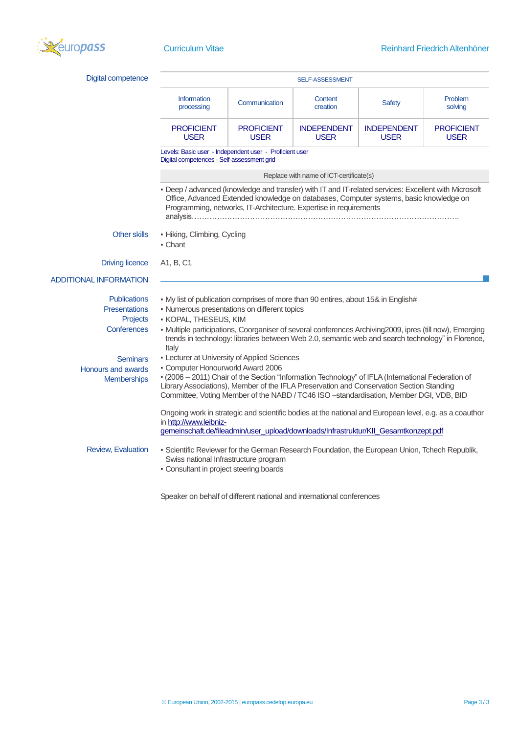## Digital competence

| SELF-ASSESSMENT | | | | |
|---|---|---|---|---|
| Information processing | Communication | Content creation | Safety | Problem solving |
| PROFICIENT USER | PROFICIENT USER | INDEPENDENT USER | INDEPENDENT USER | PROFICIENT USER |

Levels: Basic user - Independent user - Proficient user
Digital competences - Self-assessment grid

Replace with name of ICT-certificate(s)

- Deep / advanced (knowledge and transfer) with IT and IT-related services: Excellent with Microsoft Office, Advanced Extended knowledge on databases, Computer systems, basic knowledge on Programming, networks, IT-Architecture. Expertise in requirements analysis……………………………………………………………………………………………

## Other skills

- Hiking, Climbing, Cycling
- Chant

## Driving licence

A1, B, C1

# ADDITIONAL INFORMATION

**Publications**
- My list of publication comprises of more than 90 entires, about 15& in English#

**Presentations**
- Numerous presentations on different topics

**Projects**
- KOPAL, THESEUS, KIM

**Conferences**
- Multiple participations, Coorganiser of several conferences Archiving2009, ipres (till now), Emerging trends in technology: libraries between Web 2.0, semantic web and search technology" in Florence, Italy

**Seminars**
- Lecturer at University of Applied Sciences

**Honours and awards**
- Computer Honourworld Award 2006

**Memberships**
- (2006 – 2011) Chair of the Section "Information Technology" of IFLA (International Federation of Library Associations), Member of the IFLA Preservation and Conservation Section Standing Committee, Voting Member of the NABD / TC46 ISO –standardisation, Member DGI, VDB, BID

Ongoing work in strategic and scientific bodies at the national and European level, e.g. as a coauthor in http://www.leibniz-gemeinschaft.de/fileadmin/user_upload/downloads/Infrastruktur/KII_Gesamtkonzept.pdf

**Review, Evaluation**
- Scientific Reviewer for the German Research Foundation, the European Union, Tchech Republik, Swiss national Infrastructure program
- Consultant in project steering boards

Speaker on behalf of different national and international conferences